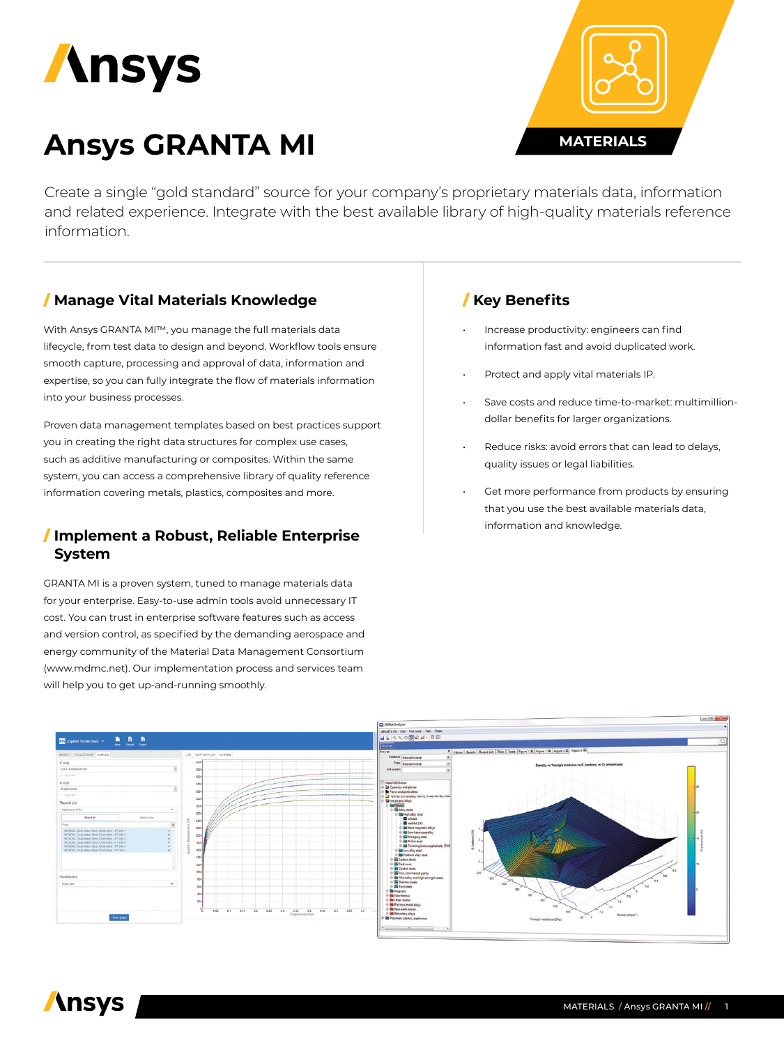# Ansys GRANTA MI

MATERIALS

Create a single "gold standard" source for your company's proprietary materials data, information and related experience. Integrate with the best available library of high-quality materials reference information.

## / Manage Vital Materials Knowledge

With Ansys GRANTA MI™, you manage the full materials data lifecycle, from test data to design and beyond. Workflow tools ensure smooth capture, processing and approval of data, information and expertise, so you can fully integrate the flow of materials information into your business processes.

Proven data management templates based on best practices support you in creating the right data structures for complex use cases, such as additive manufacturing or composites. Within the same system, you can access a comprehensive library of quality reference information covering metals, plastics, composites and more.

## / Implement a Robust, Reliable Enterprise System

GRANTA MI is a proven system, tuned to manage materials data for your enterprise. Easy-to-use admin tools avoid unnecessary IT cost. You can trust in enterprise software features such as access and version control, as specified by the demanding aerospace and energy community of the Material Data Management Consortium (www.mdmc.net). Our implementation process and services team will help you to get up-and-running smoothly.

## / Key Benefits

- Increase productivity: engineers can find information fast and avoid duplicated work.
- Protect and apply vital materials IP.
- Save costs and reduce time-to-market: multimillion-dollar benefits for larger organizations.
- Reduce risks: avoid errors that can lead to delays, quality issues or legal liabilities.
- Get more performance from products by ensuring that you use the best available materials data, information and knowledge.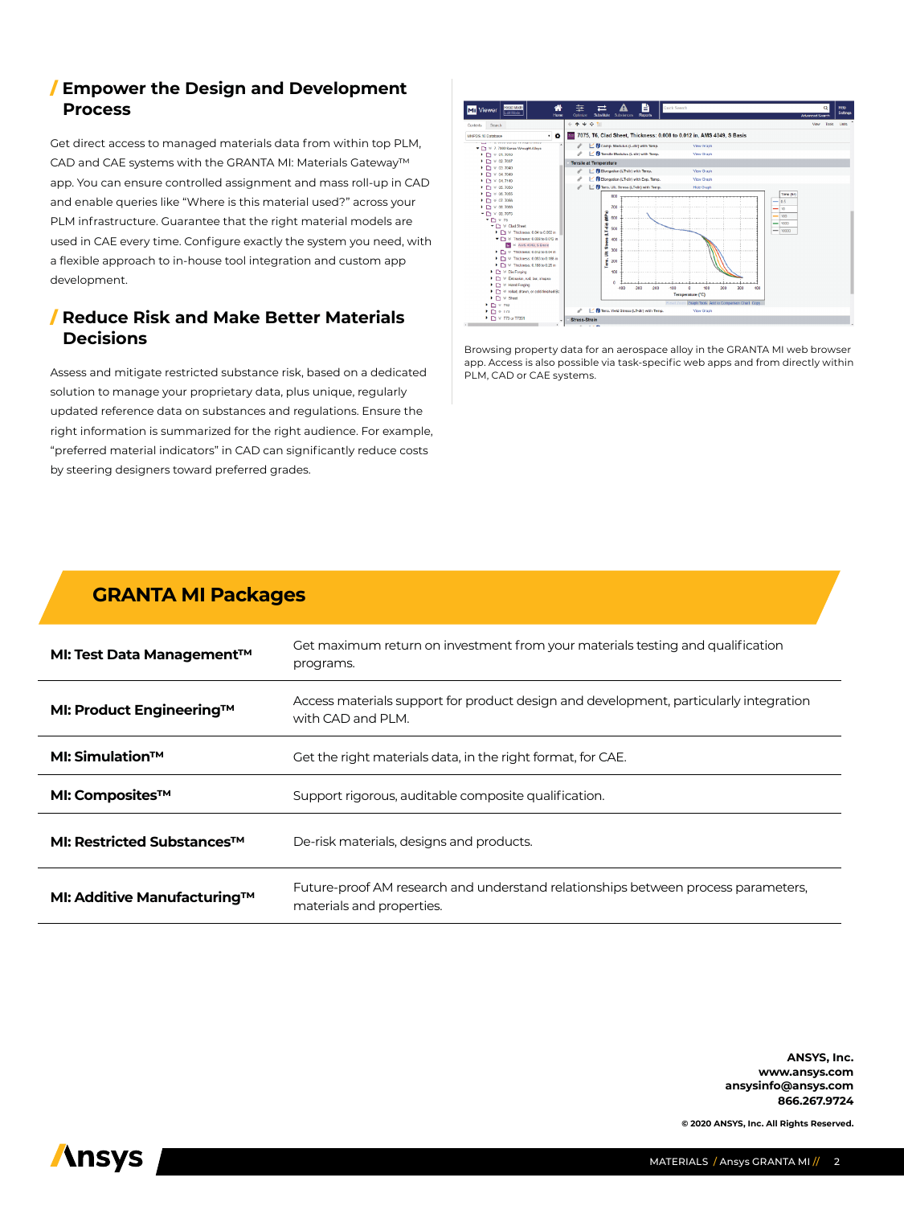## Empower the Design and Development Process

Get direct access to managed materials data from within top PLM, CAD and CAE systems with the GRANTA MI: Materials Gateway™ app. You can ensure controlled assignment and mass roll-up in CAD and enable queries like "Where is this material used?" across your PLM infrastructure. Guarantee that the right material models are used in CAE every time. Configure exactly the system you need, with a flexible approach to in-house tool integration and custom app development.

## Reduce Risk and Make Better Materials Decisions

Assess and mitigate restricted substance risk, based on a dedicated solution to manage your proprietary data, plus unique, regularly updated reference data on substances and regulations. Ensure the right information is summarized for the right audience. For example, "preferred material indicators" in CAD can significantly reduce costs by steering designers toward preferred grades.

Browsing property data for an aerospace alloy in the GRANTA MI web browser app. Access is also possible via task-specific web apps and from directly within PLM, CAD or CAE systems.

## GRANTA MI Packages

| | |
|---|---|
| **MI: Test Data Management™** | Get maximum return on investment from your materials testing and qualification programs. |
| **MI: Product Engineering™** | Access materials support for product design and development, particularly integration with CAD and PLM. |
| **MI: Simulation™** | Get the right materials data, in the right format, for CAE. |
| **MI: Composites™** | Support rigorous, auditable composite qualification. |
| **MI: Restricted Substances™** | De-risk materials, designs and products. |
| **MI: Additive Manufacturing™** | Future-proof AM research and understand relationships between process parameters, materials and properties. |

**ANSYS, Inc.**
**www.ansys.com**
**ansysinfo@ansys.com**
**866.267.9724**

**© 2020 ANSYS, Inc. All Rights Reserved.**